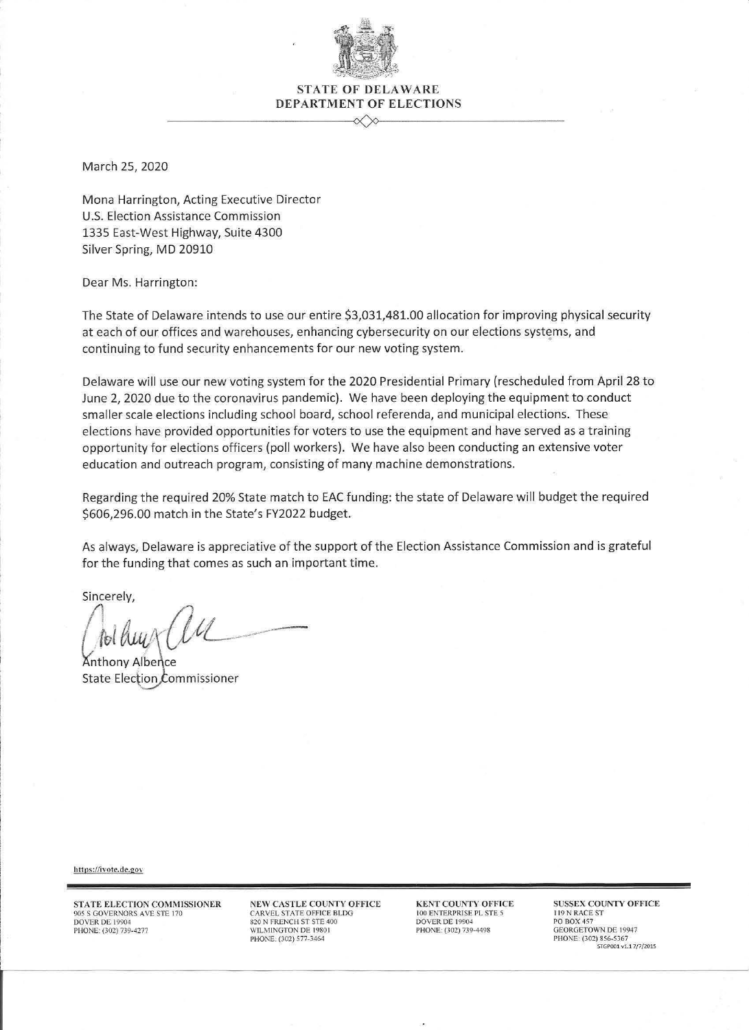**STATE OF DELAWARE**
**DEPARTMENT OF ELECTIONS**

---

March 25, 2020

Mona Harrington, Acting Executive Director
U.S. Election Assistance Commission
1335 East-West Highway, Suite 4300
Silver Spring, MD 20910

Dear Ms. Harrington:

The State of Delaware intends to use our entire $3,031,481.00 allocation for improving physical security at each of our offices and warehouses, enhancing cybersecurity on our elections systems, and continuing to fund security enhancements for our new voting system.

Delaware will use our new voting system for the 2020 Presidential Primary (rescheduled from April 28 to June 2, 2020 due to the coronavirus pandemic). We have been deploying the equipment to conduct smaller scale elections including school board, school referenda, and municipal elections. These elections have provided opportunities for voters to use the equipment and have served as a training opportunity for elections officers (poll workers). We have also been conducting an extensive voter education and outreach program, consisting of many machine demonstrations.

Regarding the required 20% State match to EAC funding: the state of Delaware will budget the required $606,296.00 match in the State's FY2022 budget.

As always, Delaware is appreciative of the support of the Election Assistance Commission and is grateful for the funding that comes as such an important time.

Sincerely,

Anthony Albence
State Election Commissioner

https://ivote.de.gov

---

**STATE ELECTION COMMISSIONER**
905 S GOVERNORS AVE STE 170
DOVER DE 19904
PHONE: (302) 739-4277

**NEW CASTLE COUNTY OFFICE**
CARVEL STATE OFFICE BLDG
820 N FRENCH ST STE 400
WILMINGTON DE 19801
PHONE: (302) 577-3464

**KENT COUNTY OFFICE**
100 ENTERPRISE PL STE 5
DOVER DE 19904
PHONE: (302) 739-4498

**SUSSEX COUNTY OFFICE**
119 N RACE ST
PO BOX 457
GEORGETOWN DE 19947
PHONE: (302) 856-5367

STGP001 v1.1 7/7/2015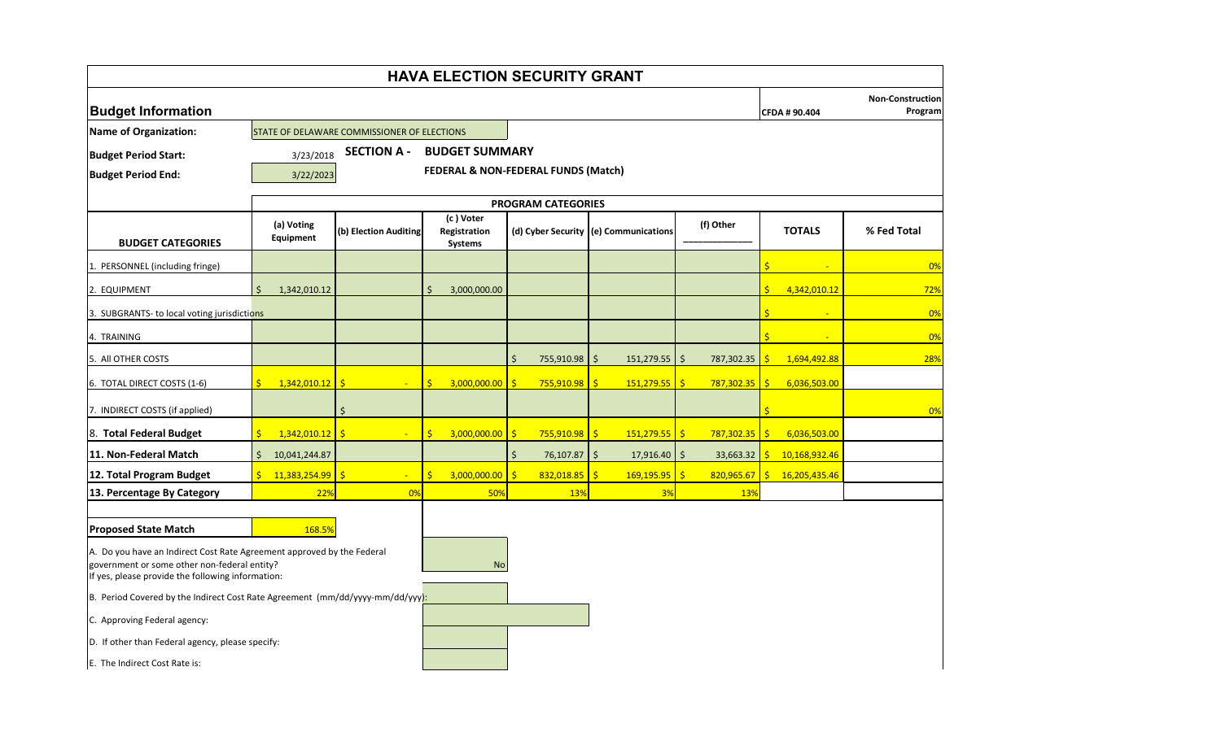# HAVA ELECTION SECURITY GRANT

## Budget Information

CFDA # 90.404 — Non-Construction Program

**Name of Organization:** STATE OF DELAWARE COMMISSIONER OF ELECTIONS

**Budget Period Start:** 3/23/2018

**Budget Period End:** 3/22/2023

**SECTION A - BUDGET SUMMARY**

**FEDERAL & NON-FEDERAL FUNDS (Match)**

| BUDGET CATEGORIES | PROGRAM CATEGORIES | | | | | | | |
|---|---|---|---|---|---|---|---|---|
| | (a) Voting Equipment | (b) Election Auditing | (c ) Voter Registration Systems | (d) Cyber Security | (e) Communications | (f) Other | TOTALS | % Fed Total |
| 1. PERSONNEL (including fringe) | | | | | | | $ - | 0% |
| 2. EQUIPMENT | $ 1,342,010.12 | | $ 3,000,000.00 | | | | $ 4,342,010.12 | 72% |
| 3. SUBGRANTS- to local voting jurisdictions | | | | | | | $ - | 0% |
| 4. TRAINING | | | | | | | $ - | 0% |
| 5. All OTHER COSTS | | | | $ 755,910.98 | $ 151,279.55 | $ 787,302.35 | $ 1,694,492.88 | 28% |
| 6. TOTAL DIRECT COSTS (1-6) | $ 1,342,010.12 | $ - | $ 3,000,000.00 | $ 755,910.98 | $ 151,279.55 | $ 787,302.35 | $ 6,036,503.00 | |
| 7. INDIRECT COSTS (if applied) | | $ | | | | | $ | 0% |
| 8. **Total Federal Budget** | $ 1,342,010.12 | $ - | $ 3,000,000.00 | $ 755,910.98 | $ 151,279.55 | $ 787,302.35 | $ 6,036,503.00 | |
| **11. Non-Federal Match** | $ 10,041,244.87 | | | $ 76,107.87 | $ 17,916.40 | $ 33,663.32 | $ 10,168,932.46 | |
| **12. Total Program Budget** | $ 11,383,254.99 | $ - | $ 3,000,000.00 | $ 832,018.85 | $ 169,195.95 | $ 820,965.67 | $ 16,205,435.46 | |
| **13. Percentage By Category** | 22% | 0% | 50% | 13% | 3% | 13% | | |

**Proposed State Match:** 168.5%

A. Do you have an Indirect Cost Rate Agreement approved by the Federal government or some other non-federal entity? If yes, please provide the following information: No

B. Period Covered by the Indirect Cost Rate Agreement (mm/dd/yyyy-mm/dd/yyy):

C. Approving Federal agency:

D. If other than Federal agency, please specify:

E. The Indirect Cost Rate is: